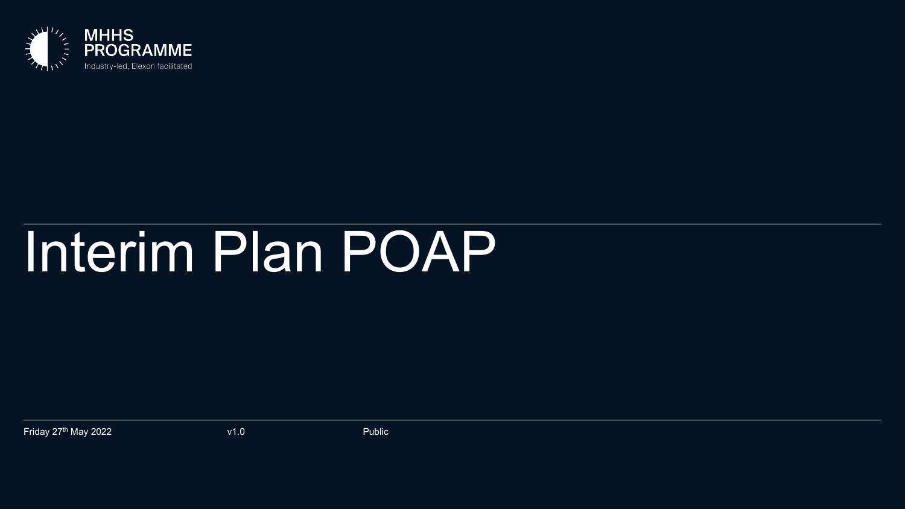MHHS PROGRAMME

Industry-led, Elexon facilitated

# Interim Plan POAP

Friday 27th May 2022 v1.0 Public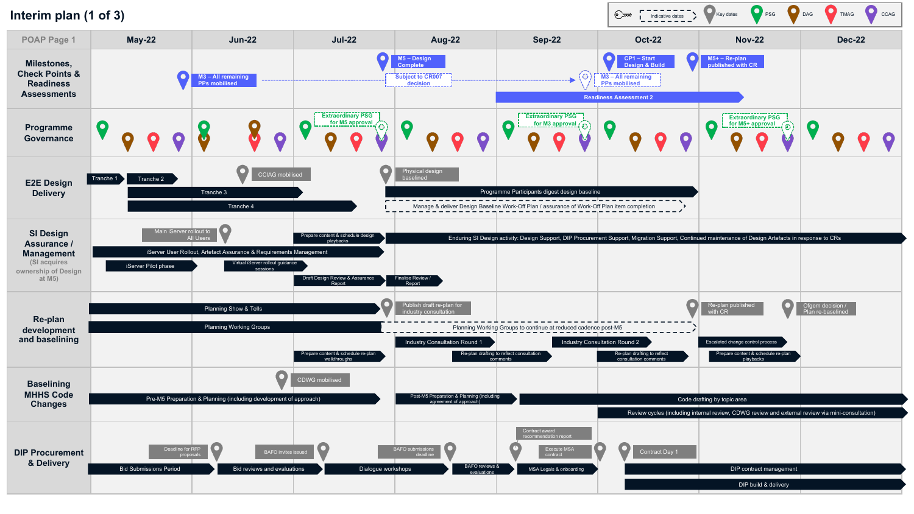# Interim plan (1 of 3)

Legend: Indicative dates | Key dates | PSG | DAG | TMAG | CCAG

| POAP Page 1 | May-22 | Jun-22 | Jul-22 | Aug-22 | Sep-22 | Oct-22 | Nov-22 | Dec-22 |
|---|---|---|---|---|---|---|---|---|
| **Milestones, Check Points & Readiness Assessments** | M3 – All remaining PPs mobilised | | M5 – Design Complete; Subject to CR007 decision | | | M3 – All remaining PPs mobilised; CP1 – Start Design & Build; Readiness Assessment 2 | M5+ – Re-plan published with CR | |
| **Programme Governance** | | | Extraordinary PSG for M5 approval | | Extraordinary PSG for M3 approval | | Extraordinary PSG for M5+ approval | |
| **E2E Design Delivery** | Tranche 1; Tranche 2; Tranche 3; Tranche 4 | CCIAG mobilised | Physical design baselined | Programme Participants digest design baseline; Manage & deliver Design Baseline Work-Off Plan / assurance of Work-Off Plan item completion | | | | |
| **SI Design Assurance / Management** (SI acquires ownership of Design at M5) | Main iServer rollout to All Users; iServer User Rollout, Artefact Assurance & Requirements Management; iServer Pilot phase | Virtual iServer rollout guidance sessions | Prepare content & schedule design playbacks; Draft Design Review & Assurance Report | Finalise Review / Report; Enduring SI Design activity: Design Support, DIP Procurement Support, Migration Support, Continued maintenance of Design Artefacts in response to CRs | | | | |
| **Re-plan development and baselining** | Planning Show & Tells; Planning Working Groups | | Prepare content & schedule re-plan walkthroughs | Publish draft re-plan for industry consultation; Planning Working Groups to continue at reduced cadence post-M5; Industry Consultation Round 1; Re-plan drafting to reflect consultation comments | Industry Consultation Round 2 | Re-plan drafting to reflect consultation comments | Re-plan published with CR; Escalated change control process; Prepare content & schedule re-plan playbacks; Ofgem decision / Plan re-baselined | |
| **Baselining MHHS Code Changes** | Pre-M5 Preparation & Planning (including development of approach) | CDWG mobilised | | Post-M5 Preparation & Planning (including agreement of approach) | Code drafting by topic area | Review cycles (including internal review, CDWG review and external review via mini-consultation) | | |
| **DIP Procurement & Delivery** | Deadline for RFP proposals; Bid Submissions Period | BAFO invites issued; Bid reviews and evaluations | Dialogue workshops | BAFO submissions deadline; BAFO reviews & evaluations | Contract award recommendation report; Execute MSA contract; MSA Legals & onboarding | Contract Day 1; DIP contract management; DIP build & delivery | | |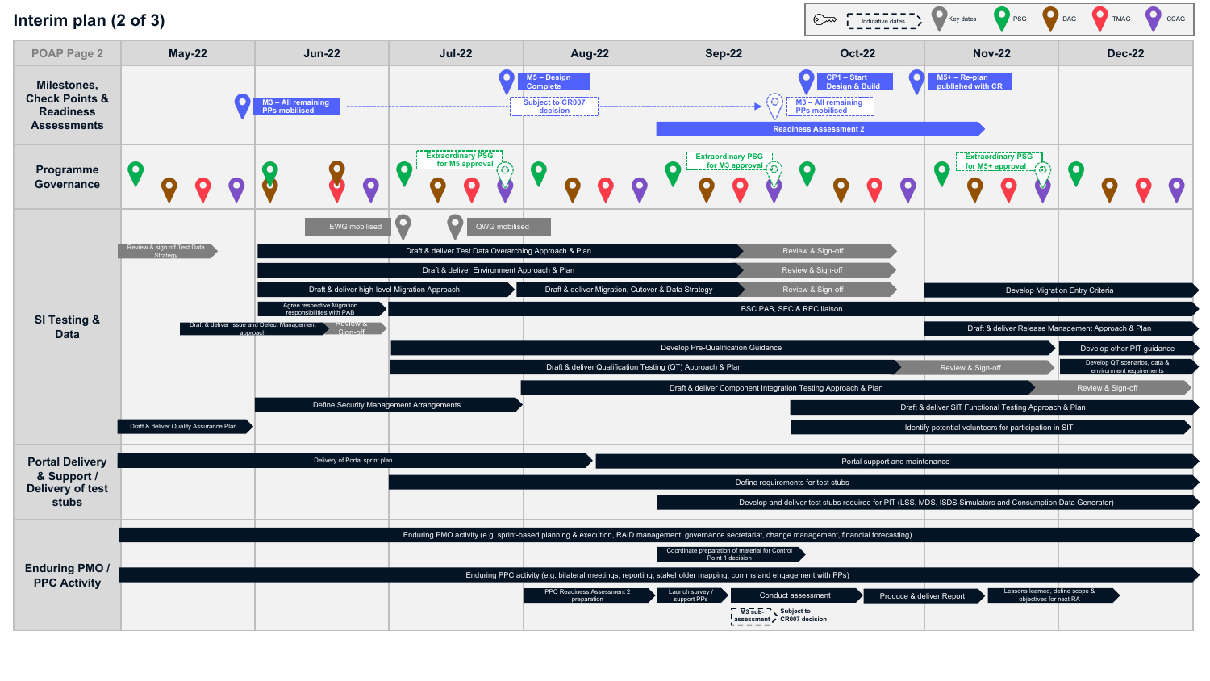# Interim plan (2 of 3)

Key: Indicative dates | Key dates | PSG | DAG | TMAG | CCAG

| POAP Page 2 | May-22 | Jun-22 | Jul-22 | Aug-22 | Sep-22 | Oct-22 | Nov-22 | Dec-22 |
|---|---|---|---|---|---|---|---|---|
| **Milestones, Check Points & Readiness Assessments** | M3 – All remaining PPs mobilised | | M5 – Design Complete; Subject to CR007 decision | | M3 – All remaining PPs mobilised; Readiness Assessment 2 | CP1 – Start Design & Build | M5+ – Re-plan published with CR | |
| **Programme Governance** | | | Extraordinary PSG for M5 approval | | Extraordinary PSG for M3 approval | | Extraordinary PSG for M5+ approval | |

**SI Testing & Data**

- EWG mobilised
- QWG mobilised
- Review & sign off Test Data Strategy
- Draft & deliver Test Data Overarching Approach & Plan → Review & Sign-off
- Draft & deliver Environment Approach & Plan → Review & Sign-off
- Draft & deliver high-level Migration Approach → Draft & deliver Migration, Cutover & Data Strategy → Review & Sign-off → Develop Migration Entry Criteria
- Agree respective Migration responsibilities with PAB
- BSC PAB, SEC & REC liaison
- Draft & deliver Issue and Defect Management approach → Review & Sign-off
- Draft & deliver Release Management Approach & Plan
- Develop Pre-Qualification Guidance → Develop other PIT guidance
- Draft & deliver Qualification Testing (QT) Approach & Plan → Review & Sign-off → Develop QT scenarios, data & environment requirements
- Draft & deliver Component Integration Testing Approach & Plan → Review & Sign-off
- Define Security Management Arrangements
- Draft & deliver SIT Functional Testing Approach & Plan
- Identify potential volunteers for participation in SIT
- Draft & deliver Quality Assurance Plan

**Portal Delivery & Support / Delivery of test stubs**

- Delivery of Portal sprint plan → Portal support and maintenance
- Define requirements for test stubs
- Develop and deliver test stubs required for PIT (LSS, MDS, ISDS Simulators and Consumption Data Generator)

**Enduring PMO / PPC Activity**

- Enduring PMO activity (e.g. sprint-based planning & execution, RAID management, governance secretariat, change management, financial forecasting)
- Coordinate preparation of material for Control Point 1 decision
- Enduring PPC activity (e.g. bilateral meetings, reporting, stakeholder mapping, comms and engagement with PPs)
- PPC Readiness Assessment 2 preparation → Launch survey / support PPs → Conduct assessment → Produce & deliver Report → Lessons learned, define scope & objectives for next RA
- M3 sub-assessment (Subject to CR007 decision)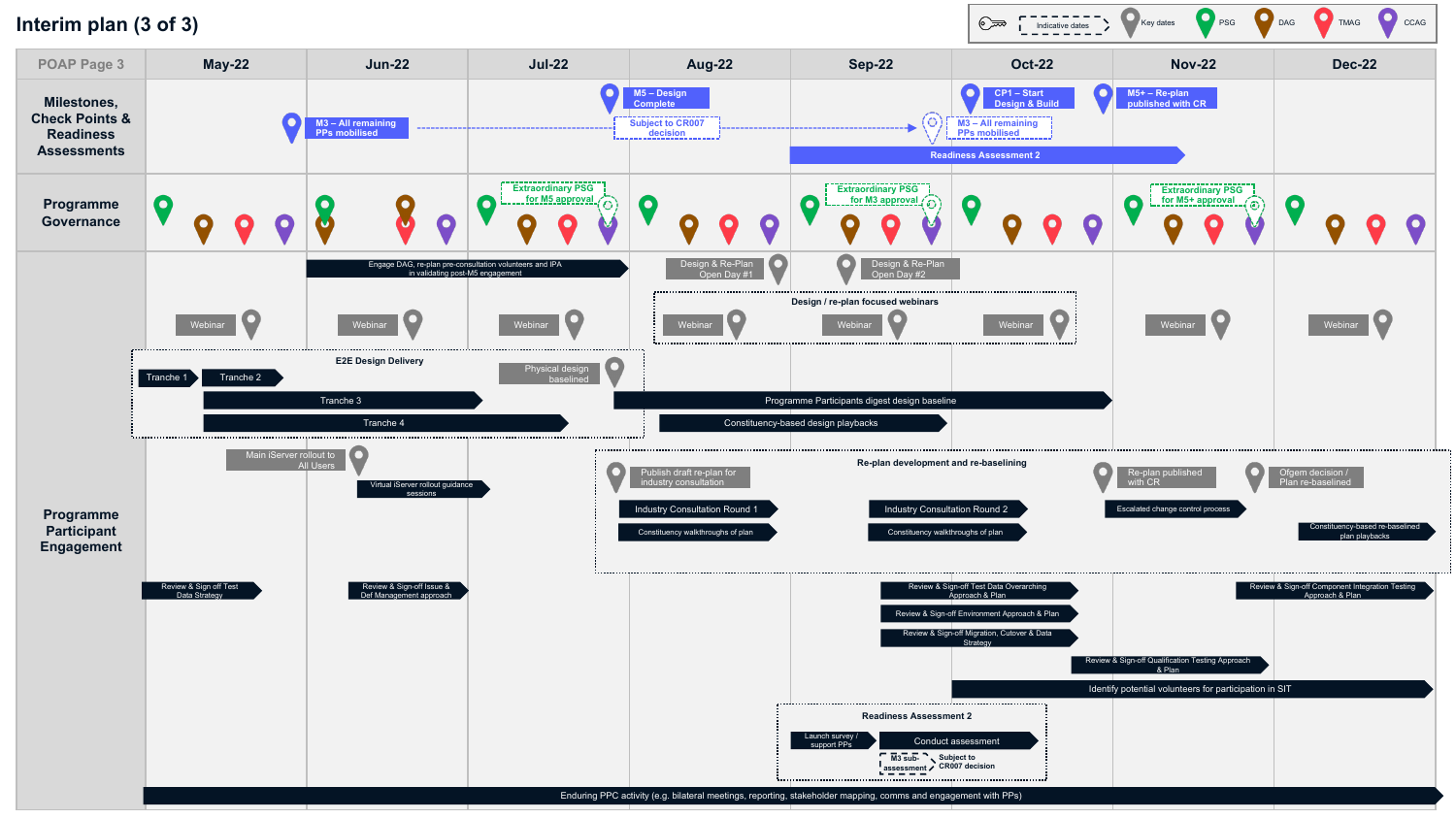# Interim plan (3 of 3)

Key: Indicative dates | Key dates | PSG | DAG | TMAG | CCAG

POAP Page 3

May-22 | Jun-22 | Jul-22 | Aug-22 | Sep-22 | Oct-22 | Nov-22 | Dec-22

## Milestones, Check Points & Readiness Assessments

- M3 – All remaining PPs mobilised
- M5 – Design Complete
- Subject to CR007 decision
- M3 – All remaining PPs mobilised
- CP1 – Start Design & Build
- M5+ – Re-plan published with CR
- Readiness Assessment 2

## Programme Governance

- Extraordinary PSG for M5 approval
- Extraordinary PSG for M3 approval
- Extraordinary PSG for M5+ approval

## Programme Participant Engagement

- Engage DAG, re-plan pre-consultation volunteers and IPA in validating post-M5 engagement
- Design & Re-Plan Open Day #1
- Design & Re-Plan Open Day #2
- Webinar
- Webinar
- Webinar
- Design / re-plan focused webinars
  - Webinar
  - Webinar
  - Webinar
- Webinar
- Webinar

### E2E Design Delivery

- Tranche 1
- Tranche 2
- Tranche 3
- Tranche 4
- Physical design baselined
- Programme Participants digest design baseline
- Constituency-based design playbacks

- Main iServer rollout to All Users
- Virtual iServer rollout guidance sessions

### Re-plan development and re-baselining

- Publish draft re-plan for industry consultation
- Industry Consultation Round 1
- Constituency walkthroughs of plan
- Industry Consultation Round 2
- Constituency walkthroughs of plan
- Re-plan published with CR
- Escalated change control process
- Ofgem decision / Plan re-baselined
- Constituency-based re-baselined plan playbacks

- Review & Sign off Test Data Strategy
- Review & Sign-off Issue & Def Management approach
- Review & Sign-off Test Data Overarching Approach & Plan
- Review & Sign-off Environment Approach & Plan
- Review & Sign-off Migration, Cutover & Data Strategy
- Review & Sign-off Qualification Testing Approach & Plan
- Review & Sign-off Component Integration Testing Approach & Plan
- Identify potential volunteers for participation in SIT

### Readiness Assessment 2

- Launch survey / support PPs
- Conduct assessment
- M3 sub-assessment — Subject to CR007 decision

- Enduring PPC activity (e.g. bilateral meetings, reporting, stakeholder mapping, comms and engagement with PPs)